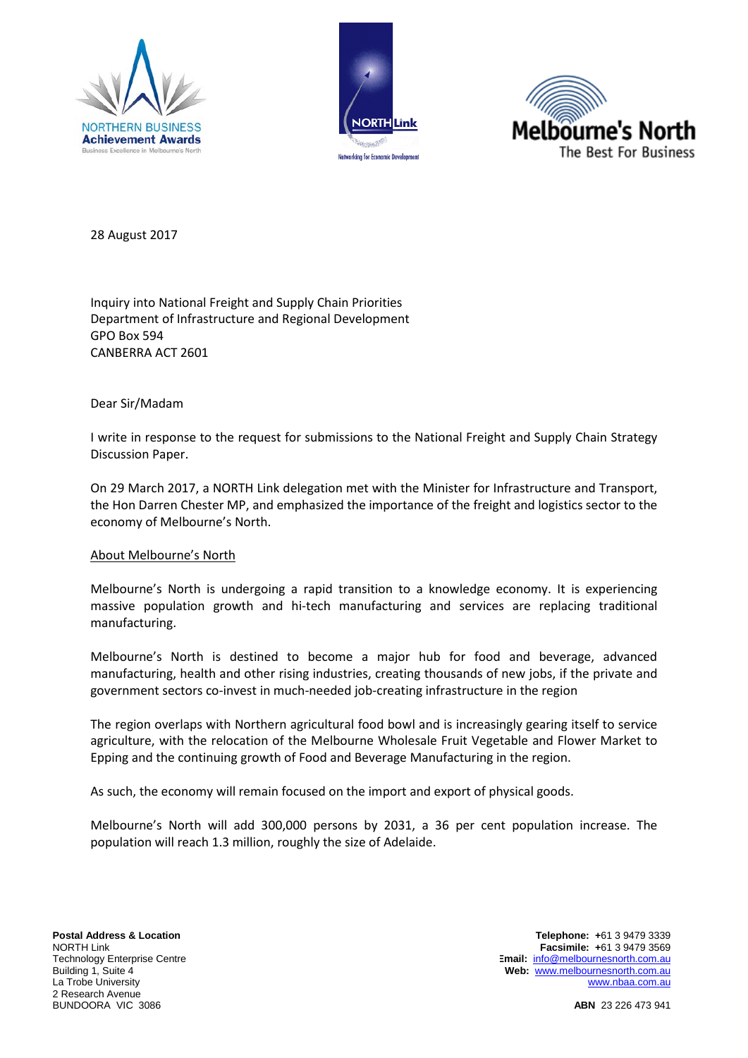28 August 2017

Inquiry into National Freight and Supply Chain Priorities
Department of Infrastructure and Regional Development
GPO Box 594
CANBERRA ACT 2601

Dear Sir/Madam

I write in response to the request for submissions to the National Freight and Supply Chain Strategy Discussion Paper.

On 29 March 2017, a NORTH Link delegation met with the Minister for Infrastructure and Transport, the Hon Darren Chester MP, and emphasized the importance of the freight and logistics sector to the economy of Melbourne's North.

About Melbourne's North

Melbourne's North is undergoing a rapid transition to a knowledge economy. It is experiencing massive population growth and hi-tech manufacturing and services are replacing traditional manufacturing.

Melbourne's North is destined to become a major hub for food and beverage, advanced manufacturing, health and other rising industries, creating thousands of new jobs, if the private and government sectors co-invest in much-needed job-creating infrastructure in the region

The region overlaps with Northern agricultural food bowl and is increasingly gearing itself to service agriculture, with the relocation of the Melbourne Wholesale Fruit Vegetable and Flower Market to Epping and the continuing growth of Food and Beverage Manufacturing in the region.

As such, the economy will remain focused on the import and export of physical goods.

Melbourne's North will add 300,000 persons by 2031, a 36 per cent population increase. The population will reach 1.3 million, roughly the size of Adelaide.

**Postal Address & Location**
NORTH Link
Technology Enterprise Centre
Building 1, Suite 4
La Trobe University
2 Research Avenue
BUNDOORA VIC 3086

**Telephone:** +61 3 9479 3339
**Facsimile:** +61 3 9479 3569
**Email:** info@melbournesnorth.com.au
**Web:** www.melbournesnorth.com.au
www.nbaa.com.au

**ABN** 23 226 473 941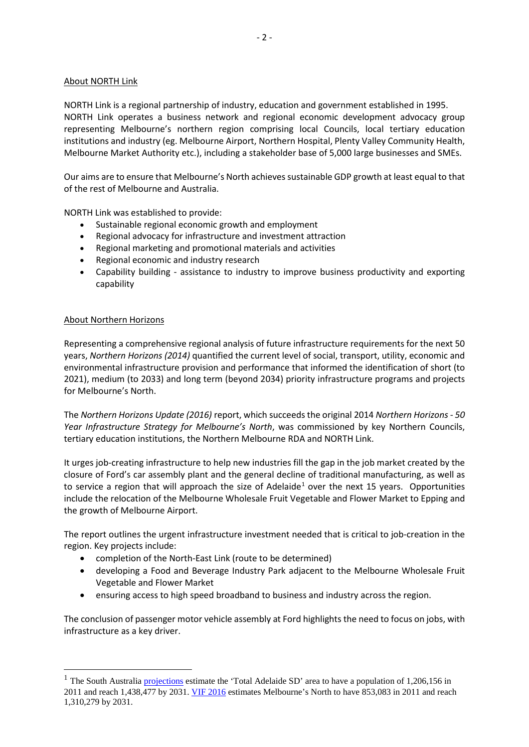## About NORTH Link

NORTH Link is a regional partnership of industry, education and government established in 1995. NORTH Link operates a business network and regional economic development advocacy group representing Melbourne's northern region comprising local Councils, local tertiary education institutions and industry (eg. Melbourne Airport, Northern Hospital, Plenty Valley Community Health, Melbourne Market Authority etc.), including a stakeholder base of 5,000 large businesses and SMEs.

Our aims are to ensure that Melbourne's North achieves sustainable GDP growth at least equal to that of the rest of Melbourne and Australia.

NORTH Link was established to provide:

- Sustainable regional economic growth and employment
- Regional advocacy for infrastructure and investment attraction
- Regional marketing and promotional materials and activities
- Regional economic and industry research
- Capability building - assistance to industry to improve business productivity and exporting capability

## About Northern Horizons

Representing a comprehensive regional analysis of future infrastructure requirements for the next 50 years, *Northern Horizons (2014)* quantified the current level of social, transport, utility, economic and environmental infrastructure provision and performance that informed the identification of short (to 2021), medium (to 2033) and long term (beyond 2034) priority infrastructure programs and projects for Melbourne's North.

The *Northern Horizons Update (2016)* report, which succeeds the original 2014 *Northern Horizons - 50 Year Infrastructure Strategy for Melbourne's North*, was commissioned by key Northern Councils, tertiary education institutions, the Northern Melbourne RDA and NORTH Link.

It urges job-creating infrastructure to help new industries fill the gap in the job market created by the closure of Ford's car assembly plant and the general decline of traditional manufacturing, as well as to service a region that will approach the size of Adelaide[1] over the next 15 years. Opportunities include the relocation of the Melbourne Wholesale Fruit Vegetable and Flower Market to Epping and the growth of Melbourne Airport.

The report outlines the urgent infrastructure investment needed that is critical to job-creation in the region. Key projects include:

- completion of the North-East Link (route to be determined)
- developing a Food and Beverage Industry Park adjacent to the Melbourne Wholesale Fruit Vegetable and Flower Market
- ensuring access to high speed broadband to business and industry across the region.

The conclusion of passenger motor vehicle assembly at Ford highlights the need to focus on jobs, with infrastructure as a key driver.

---

[1] The South Australia projections estimate the 'Total Adelaide SD' area to have a population of 1,206,156 in 2011 and reach 1,438,477 by 2031. VIF 2016 estimates Melbourne's North to have 853,083 in 2011 and reach 1,310,279 by 2031.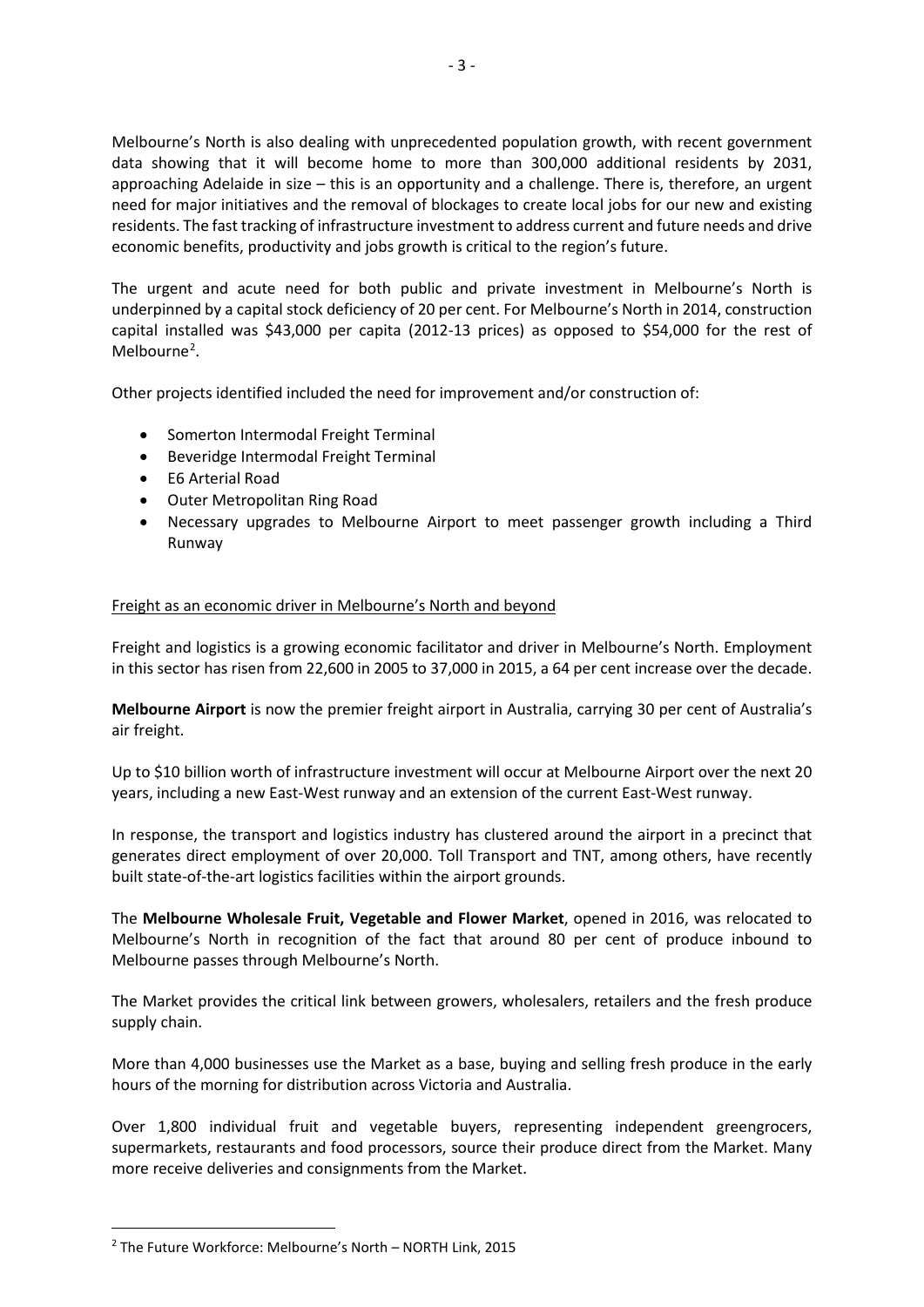Melbourne's North is also dealing with unprecedented population growth, with recent government data showing that it will become home to more than 300,000 additional residents by 2031, approaching Adelaide in size – this is an opportunity and a challenge. There is, therefore, an urgent need for major initiatives and the removal of blockages to create local jobs for our new and existing residents. The fast tracking of infrastructure investment to address current and future needs and drive economic benefits, productivity and jobs growth is critical to the region's future.

The urgent and acute need for both public and private investment in Melbourne's North is underpinned by a capital stock deficiency of 20 per cent. For Melbourne's North in 2014, construction capital installed was $43,000 per capita (2012-13 prices) as opposed to $54,000 for the rest of Melbourne[2].

Other projects identified included the need for improvement and/or construction of:

- Somerton Intermodal Freight Terminal
- Beveridge Intermodal Freight Terminal
- E6 Arterial Road
- Outer Metropolitan Ring Road
- Necessary upgrades to Melbourne Airport to meet passenger growth including a Third Runway

<u>Freight as an economic driver in Melbourne's North and beyond</u>

Freight and logistics is a growing economic facilitator and driver in Melbourne's North. Employment in this sector has risen from 22,600 in 2005 to 37,000 in 2015, a 64 per cent increase over the decade.

**Melbourne Airport** is now the premier freight airport in Australia, carrying 30 per cent of Australia's air freight.

Up to $10 billion worth of infrastructure investment will occur at Melbourne Airport over the next 20 years, including a new East-West runway and an extension of the current East-West runway.

In response, the transport and logistics industry has clustered around the airport in a precinct that generates direct employment of over 20,000. Toll Transport and TNT, among others, have recently built state-of-the-art logistics facilities within the airport grounds.

The **Melbourne Wholesale Fruit, Vegetable and Flower Market**, opened in 2016, was relocated to Melbourne's North in recognition of the fact that around 80 per cent of produce inbound to Melbourne passes through Melbourne's North.

The Market provides the critical link between growers, wholesalers, retailers and the fresh produce supply chain.

More than 4,000 businesses use the Market as a base, buying and selling fresh produce in the early hours of the morning for distribution across Victoria and Australia.

Over 1,800 individual fruit and vegetable buyers, representing independent greengrocers, supermarkets, restaurants and food processors, source their produce direct from the Market. Many more receive deliveries and consignments from the Market.

---

[2] The Future Workforce: Melbourne's North – NORTH Link, 2015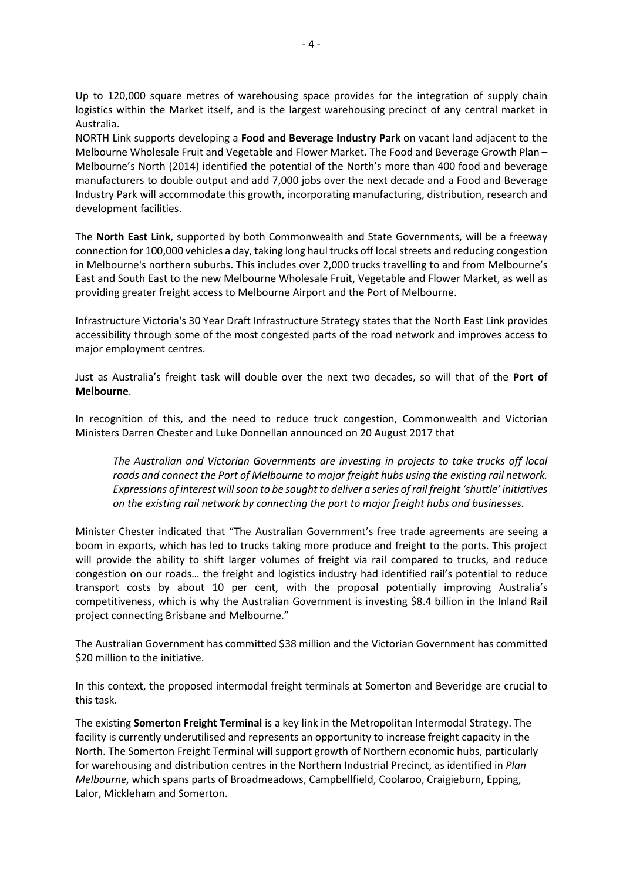Up to 120,000 square metres of warehousing space provides for the integration of supply chain logistics within the Market itself, and is the largest warehousing precinct of any central market in Australia.

NORTH Link supports developing a **Food and Beverage Industry Park** on vacant land adjacent to the Melbourne Wholesale Fruit and Vegetable and Flower Market. The Food and Beverage Growth Plan – Melbourne's North (2014) identified the potential of the North's more than 400 food and beverage manufacturers to double output and add 7,000 jobs over the next decade and a Food and Beverage Industry Park will accommodate this growth, incorporating manufacturing, distribution, research and development facilities.

The **North East Link**, supported by both Commonwealth and State Governments, will be a freeway connection for 100,000 vehicles a day, taking long haul trucks off local streets and reducing congestion in Melbourne's northern suburbs. This includes over 2,000 trucks travelling to and from Melbourne's East and South East to the new Melbourne Wholesale Fruit, Vegetable and Flower Market, as well as providing greater freight access to Melbourne Airport and the Port of Melbourne.

Infrastructure Victoria's 30 Year Draft Infrastructure Strategy states that the North East Link provides accessibility through some of the most congested parts of the road network and improves access to major employment centres.

Just as Australia's freight task will double over the next two decades, so will that of the **Port of Melbourne**.

In recognition of this, and the need to reduce truck congestion, Commonwealth and Victorian Ministers Darren Chester and Luke Donnellan announced on 20 August 2017 that

> *The Australian and Victorian Governments are investing in projects to take trucks off local roads and connect the Port of Melbourne to major freight hubs using the existing rail network. Expressions of interest will soon to be sought to deliver a series of rail freight 'shuttle' initiatives on the existing rail network by connecting the port to major freight hubs and businesses.*

Minister Chester indicated that "The Australian Government's free trade agreements are seeing a boom in exports, which has led to trucks taking more produce and freight to the ports. This project will provide the ability to shift larger volumes of freight via rail compared to trucks, and reduce congestion on our roads… the freight and logistics industry had identified rail's potential to reduce transport costs by about 10 per cent, with the proposal potentially improving Australia's competitiveness, which is why the Australian Government is investing $8.4 billion in the Inland Rail project connecting Brisbane and Melbourne."

The Australian Government has committed $38 million and the Victorian Government has committed $20 million to the initiative.

In this context, the proposed intermodal freight terminals at Somerton and Beveridge are crucial to this task.

The existing **Somerton Freight Terminal** is a key link in the Metropolitan Intermodal Strategy. The facility is currently underutilised and represents an opportunity to increase freight capacity in the North. The Somerton Freight Terminal will support growth of Northern economic hubs, particularly for warehousing and distribution centres in the Northern Industrial Precinct, as identified in *Plan Melbourne,* which spans parts of Broadmeadows, Campbellfield, Coolaroo, Craigieburn, Epping, Lalor, Mickleham and Somerton.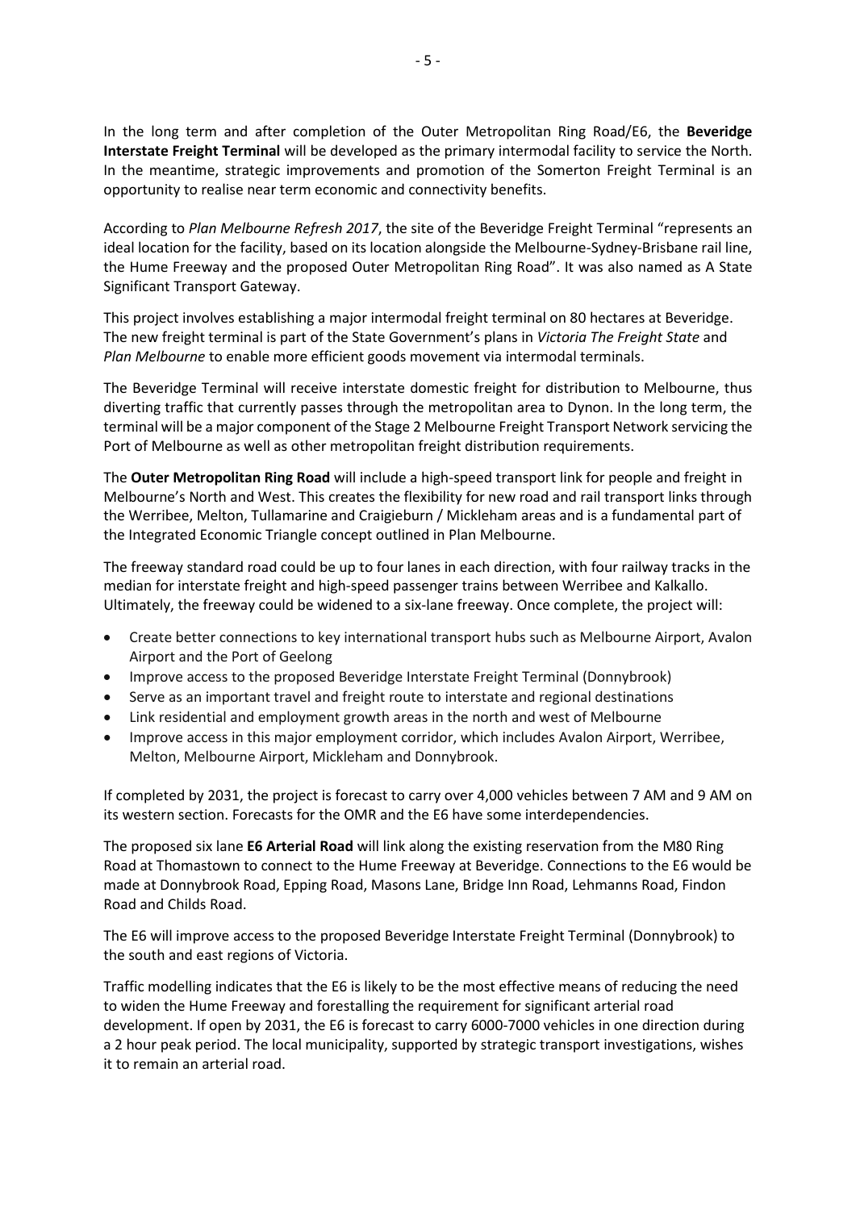In the long term and after completion of the Outer Metropolitan Ring Road/E6, the **Beveridge Interstate Freight Terminal** will be developed as the primary intermodal facility to service the North. In the meantime, strategic improvements and promotion of the Somerton Freight Terminal is an opportunity to realise near term economic and connectivity benefits.

According to *Plan Melbourne Refresh 2017*, the site of the Beveridge Freight Terminal "represents an ideal location for the facility, based on its location alongside the Melbourne-Sydney-Brisbane rail line, the Hume Freeway and the proposed Outer Metropolitan Ring Road". It was also named as A State Significant Transport Gateway.

This project involves establishing a major intermodal freight terminal on 80 hectares at Beveridge. The new freight terminal is part of the State Government's plans in *Victoria The Freight State* and *Plan Melbourne* to enable more efficient goods movement via intermodal terminals.

The Beveridge Terminal will receive interstate domestic freight for distribution to Melbourne, thus diverting traffic that currently passes through the metropolitan area to Dynon. In the long term, the terminal will be a major component of the Stage 2 Melbourne Freight Transport Network servicing the Port of Melbourne as well as other metropolitan freight distribution requirements.

The **Outer Metropolitan Ring Road** will include a high-speed transport link for people and freight in Melbourne's North and West. This creates the flexibility for new road and rail transport links through the Werribee, Melton, Tullamarine and Craigieburn / Mickleham areas and is a fundamental part of the Integrated Economic Triangle concept outlined in Plan Melbourne.

The freeway standard road could be up to four lanes in each direction, with four railway tracks in the median for interstate freight and high-speed passenger trains between Werribee and Kalkallo. Ultimately, the freeway could be widened to a six-lane freeway. Once complete, the project will:

- Create better connections to key international transport hubs such as Melbourne Airport, Avalon Airport and the Port of Geelong
- Improve access to the proposed Beveridge Interstate Freight Terminal (Donnybrook)
- Serve as an important travel and freight route to interstate and regional destinations
- Link residential and employment growth areas in the north and west of Melbourne
- Improve access in this major employment corridor, which includes Avalon Airport, Werribee, Melton, Melbourne Airport, Mickleham and Donnybrook.

If completed by 2031, the project is forecast to carry over 4,000 vehicles between 7 AM and 9 AM on its western section. Forecasts for the OMR and the E6 have some interdependencies.

The proposed six lane **E6 Arterial Road** will link along the existing reservation from the M80 Ring Road at Thomastown to connect to the Hume Freeway at Beveridge. Connections to the E6 would be made at Donnybrook Road, Epping Road, Masons Lane, Bridge Inn Road, Lehmanns Road, Findon Road and Childs Road.

The E6 will improve access to the proposed Beveridge Interstate Freight Terminal (Donnybrook) to the south and east regions of Victoria.

Traffic modelling indicates that the E6 is likely to be the most effective means of reducing the need to widen the Hume Freeway and forestalling the requirement for significant arterial road development. If open by 2031, the E6 is forecast to carry 6000-7000 vehicles in one direction during a 2 hour peak period. The local municipality, supported by strategic transport investigations, wishes it to remain an arterial road.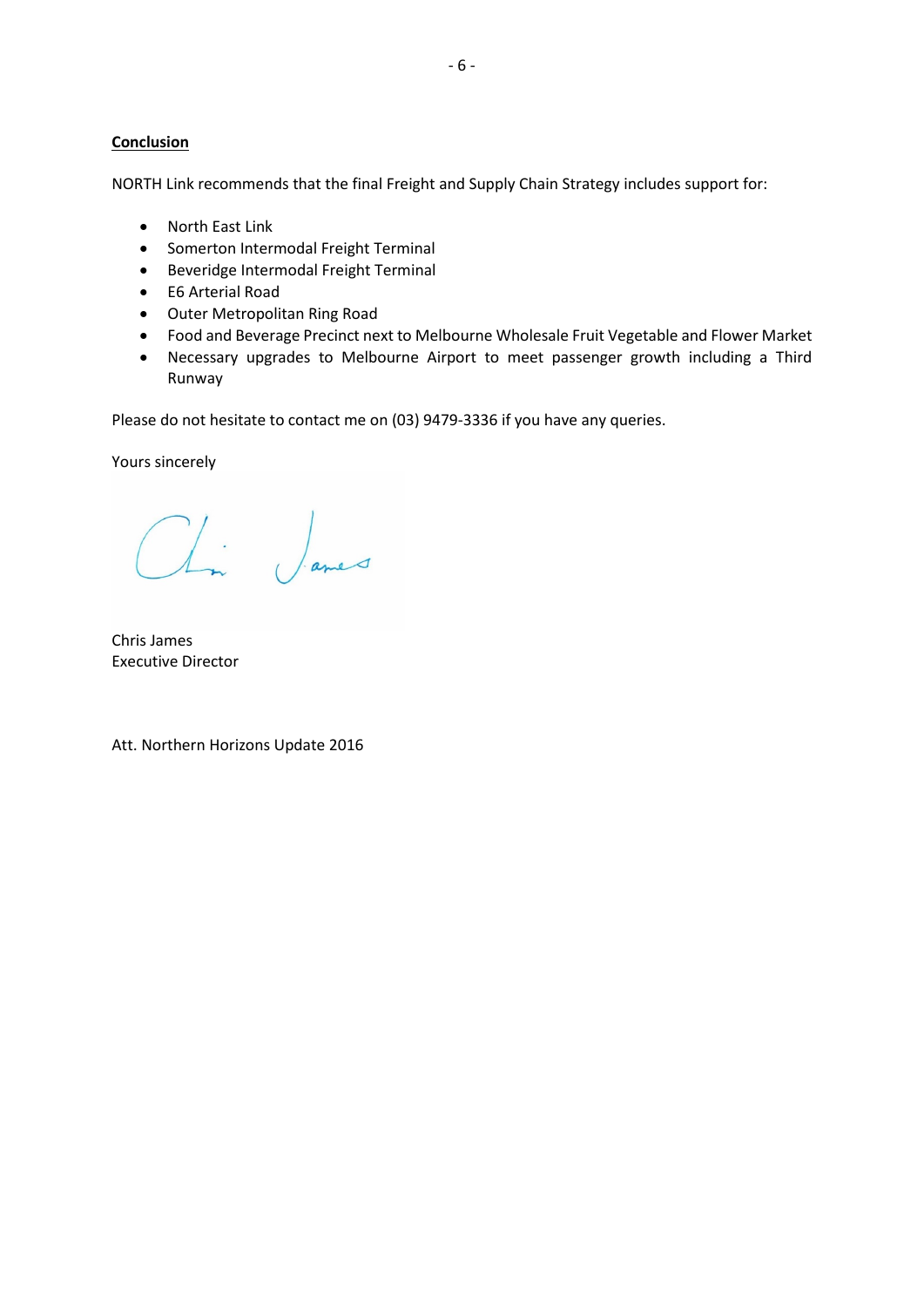**Conclusion**

NORTH Link recommends that the final Freight and Supply Chain Strategy includes support for:

- North East Link
- Somerton Intermodal Freight Terminal
- Beveridge Intermodal Freight Terminal
- E6 Arterial Road
- Outer Metropolitan Ring Road
- Food and Beverage Precinct next to Melbourne Wholesale Fruit Vegetable and Flower Market
- Necessary upgrades to Melbourne Airport to meet passenger growth including a Third Runway

Please do not hesitate to contact me on (03) 9479-3336 if you have any queries.

Yours sincerely

Chris James
Executive Director

Att. Northern Horizons Update 2016